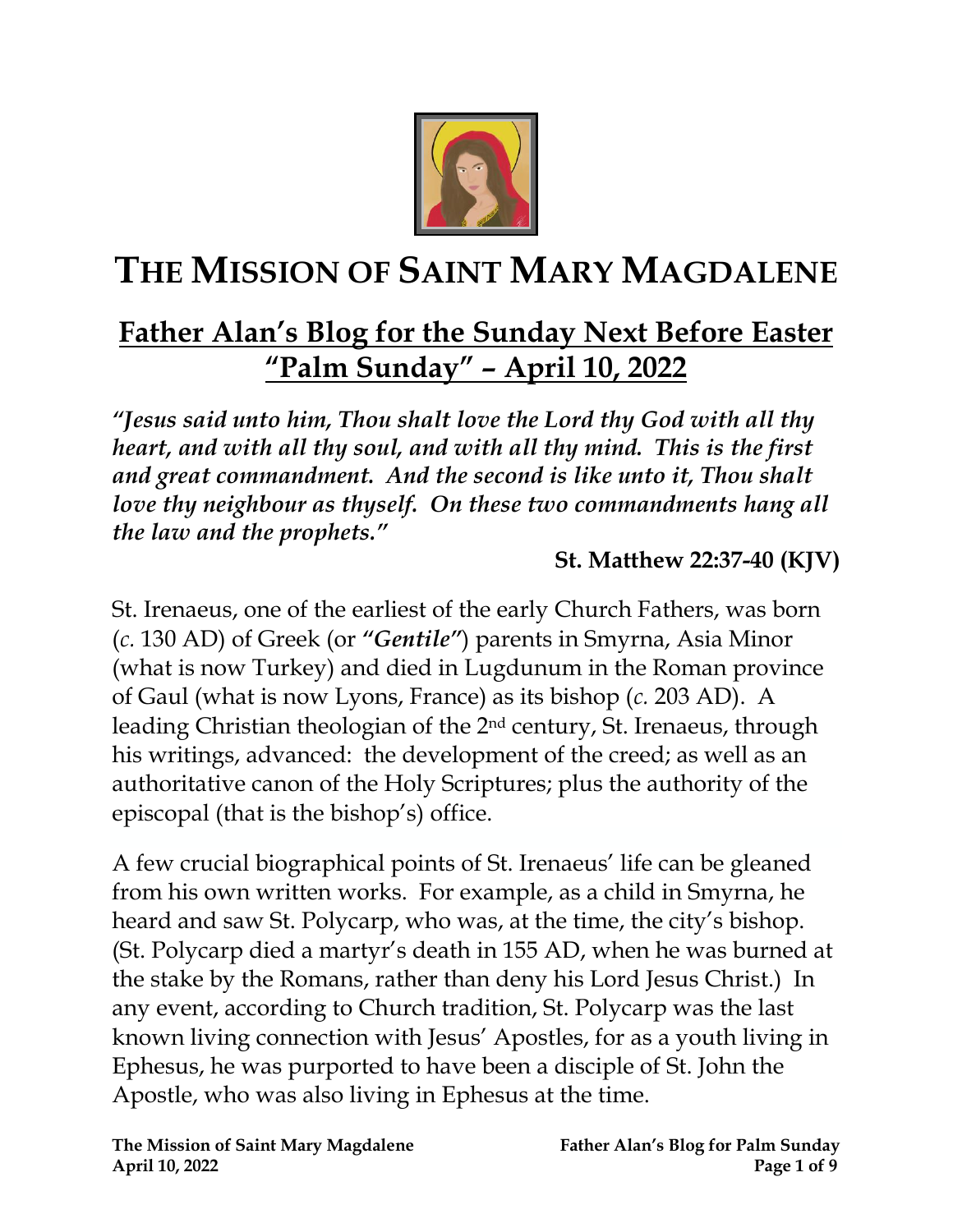# THE MISSION OF SAINT MARY MAGDALENE

## Father Alan's Blog for the Sunday Next Before Easter "Palm Sunday" – April 10, 2022

***"Jesus said unto him, Thou shalt love the Lord thy God with all thy heart, and with all thy soul, and with all thy mind. This is the first and great commandment. And the second is like unto it, Thou shalt love thy neighbour as thyself. On these two commandments hang all the law and the prophets."***

**St. Matthew 22:37-40 (KJV)**

St. Irenaeus, one of the earliest of the early Church Fathers, was born (*c.* 130 AD) of Greek (or ***"Gentile"***) parents in Smyrna, Asia Minor (what is now Turkey) and died in Lugdunum in the Roman province of Gaul (what is now Lyons, France) as its bishop (*c.* 203 AD). A leading Christian theologian of the 2nd century, St. Irenaeus, through his writings, advanced: the development of the creed; as well as an authoritative canon of the Holy Scriptures; plus the authority of the episcopal (that is the bishop's) office.

A few crucial biographical points of St. Irenaeus' life can be gleaned from his own written works. For example, as a child in Smyrna, he heard and saw St. Polycarp, who was, at the time, the city's bishop. (St. Polycarp died a martyr's death in 155 AD, when he was burned at the stake by the Romans, rather than deny his Lord Jesus Christ.) In any event, according to Church tradition, St. Polycarp was the last known living connection with Jesus' Apostles, for as a youth living in Ephesus, he was purported to have been a disciple of St. John the Apostle, who was also living in Ephesus at the time.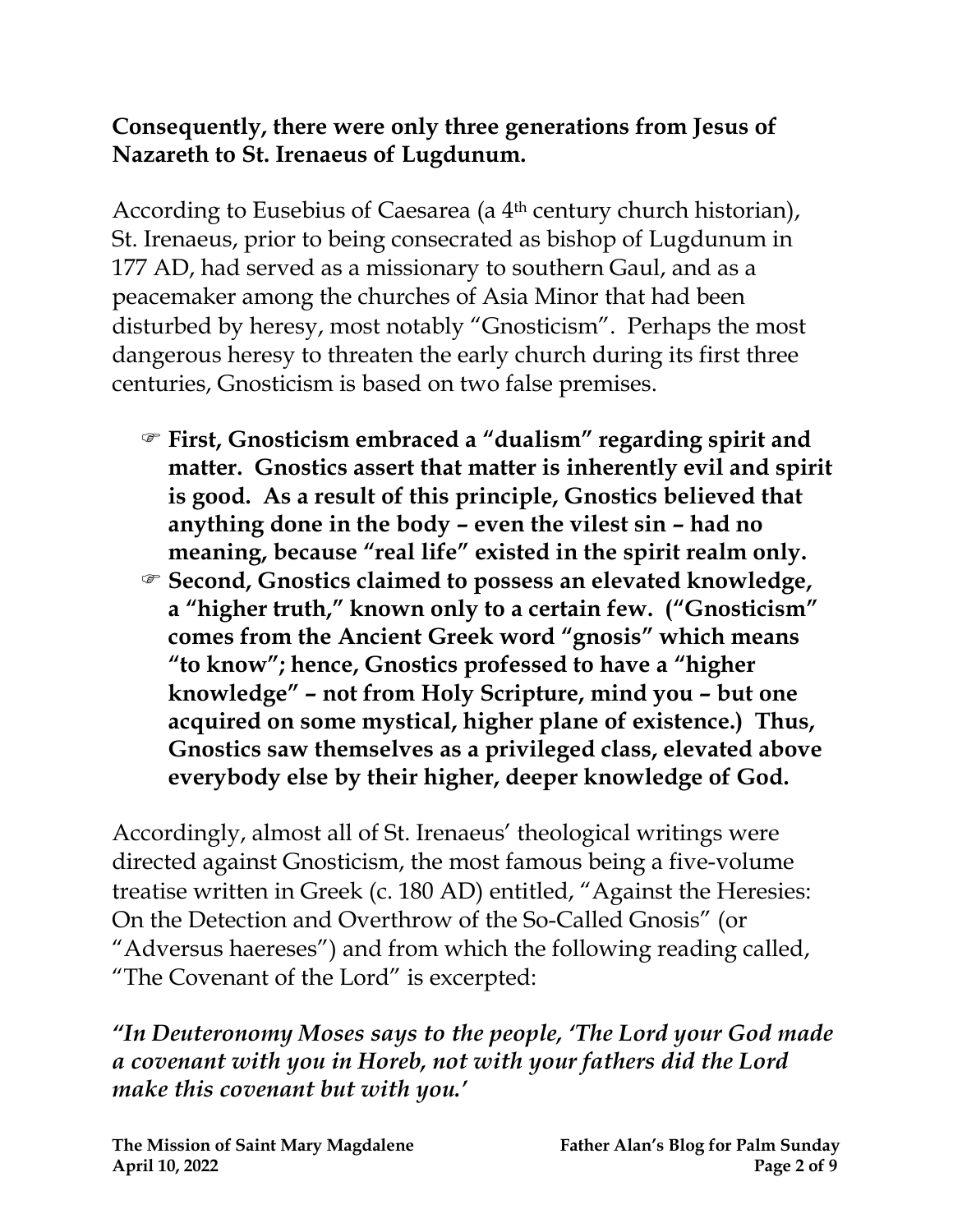**Consequently, there were only three generations from Jesus of Nazareth to St. Irenaeus of Lugdunum.**

According to Eusebius of Caesarea (a 4th century church historian), St. Irenaeus, prior to being consecrated as bishop of Lugdunum in 177 AD, had served as a missionary to southern Gaul, and as a peacemaker among the churches of Asia Minor that had been disturbed by heresy, most notably "Gnosticism". Perhaps the most dangerous heresy to threaten the early church during its first three centuries, Gnosticism is based on two false premises.

- ☞ **First, Gnosticism embraced a "dualism" regarding spirit and matter. Gnostics assert that matter is inherently evil and spirit is good. As a result of this principle, Gnostics believed that anything done in the body – even the vilest sin – had no meaning, because "real life" existed in the spirit realm only.**
- ☞ **Second, Gnostics claimed to possess an elevated knowledge, a "higher truth," known only to a certain few. ("Gnosticism" comes from the Ancient Greek word "gnosis" which means "to know"; hence, Gnostics professed to have a "higher knowledge" – not from Holy Scripture, mind you – but one acquired on some mystical, higher plane of existence.) Thus, Gnostics saw themselves as a privileged class, elevated above everybody else by their higher, deeper knowledge of God.**

Accordingly, almost all of St. Irenaeus' theological writings were directed against Gnosticism, the most famous being a five-volume treatise written in Greek (c. 180 AD) entitled, "Against the Heresies: On the Detection and Overthrow of the So-Called Gnosis" (or "Adversus haereses") and from which the following reading called, "The Covenant of the Lord" is excerpted:

***"In Deuteronomy Moses says to the people, 'The Lord your God made a covenant with you in Horeb, not with your fathers did the Lord make this covenant but with you.'***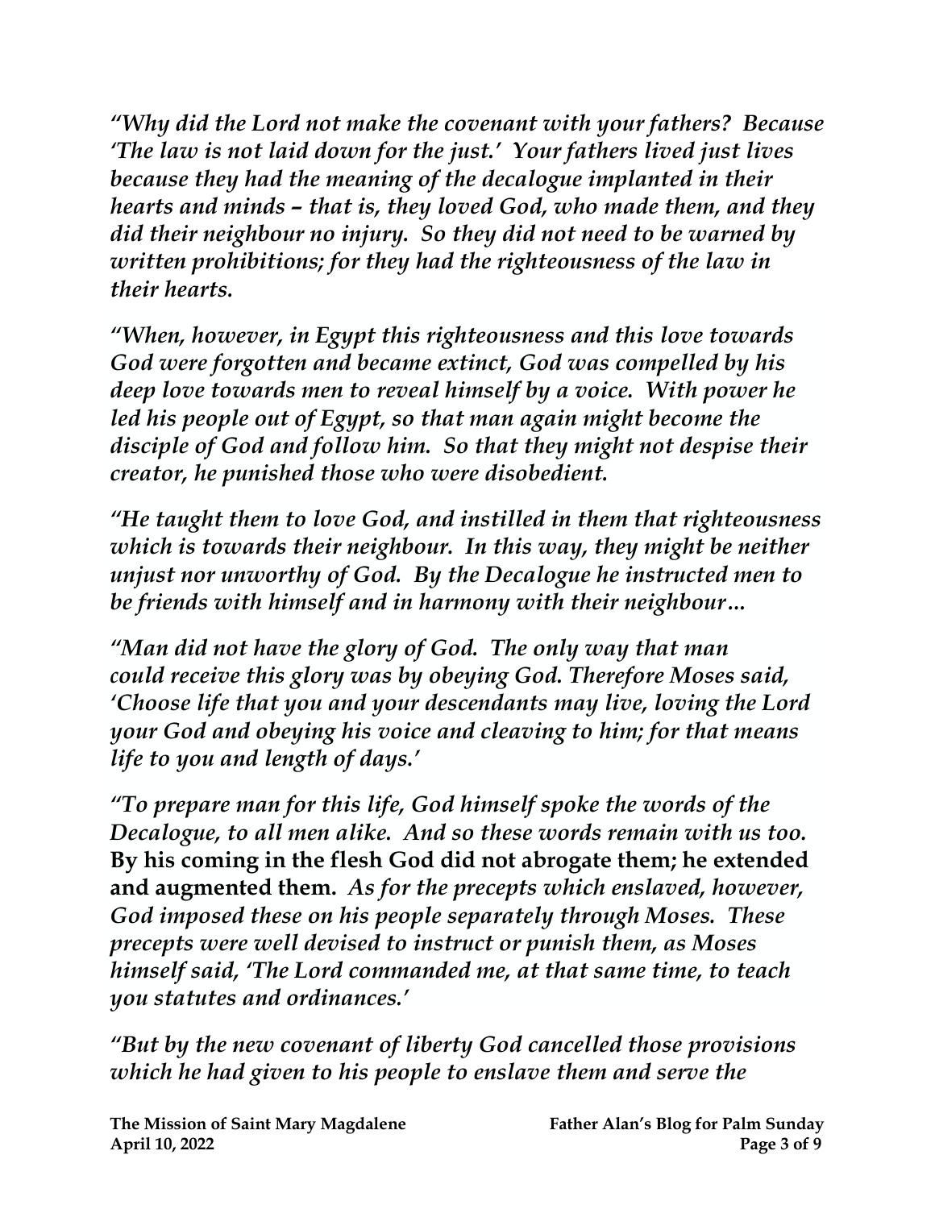*"Why did the Lord not make the covenant with your fathers? Because 'The law is not laid down for the just.' Your fathers lived just lives because they had the meaning of the decalogue implanted in their hearts and minds – that is, they loved God, who made them, and they did their neighbour no injury. So they did not need to be warned by written prohibitions; for they had the righteousness of the law in their hearts.*

*"When, however, in Egypt this righteousness and this love towards God were forgotten and became extinct, God was compelled by his deep love towards men to reveal himself by a voice. With power he led his people out of Egypt, so that man again might become the disciple of God and follow him. So that they might not despise their creator, he punished those who were disobedient.*

*"He taught them to love God, and instilled in them that righteousness which is towards their neighbour. In this way, they might be neither unjust nor unworthy of God. By the Decalogue he instructed men to be friends with himself and in harmony with their neighbour…*

*"Man did not have the glory of God. The only way that man could receive this glory was by obeying God. Therefore Moses said, 'Choose life that you and your descendants may live, loving the Lord your God and obeying his voice and cleaving to him; for that means life to you and length of days.'*

*"To prepare man for this life, God himself spoke the words of the Decalogue, to all men alike. And so these words remain with us too.* **By his coming in the flesh God did not abrogate them; he extended and augmented them.** *As for the precepts which enslaved, however, God imposed these on his people separately through Moses. These precepts were well devised to instruct or punish them, as Moses himself said, 'The Lord commanded me, at that same time, to teach you statutes and ordinances.'*

*"But by the new covenant of liberty God cancelled those provisions which he had given to his people to enslave them and serve the*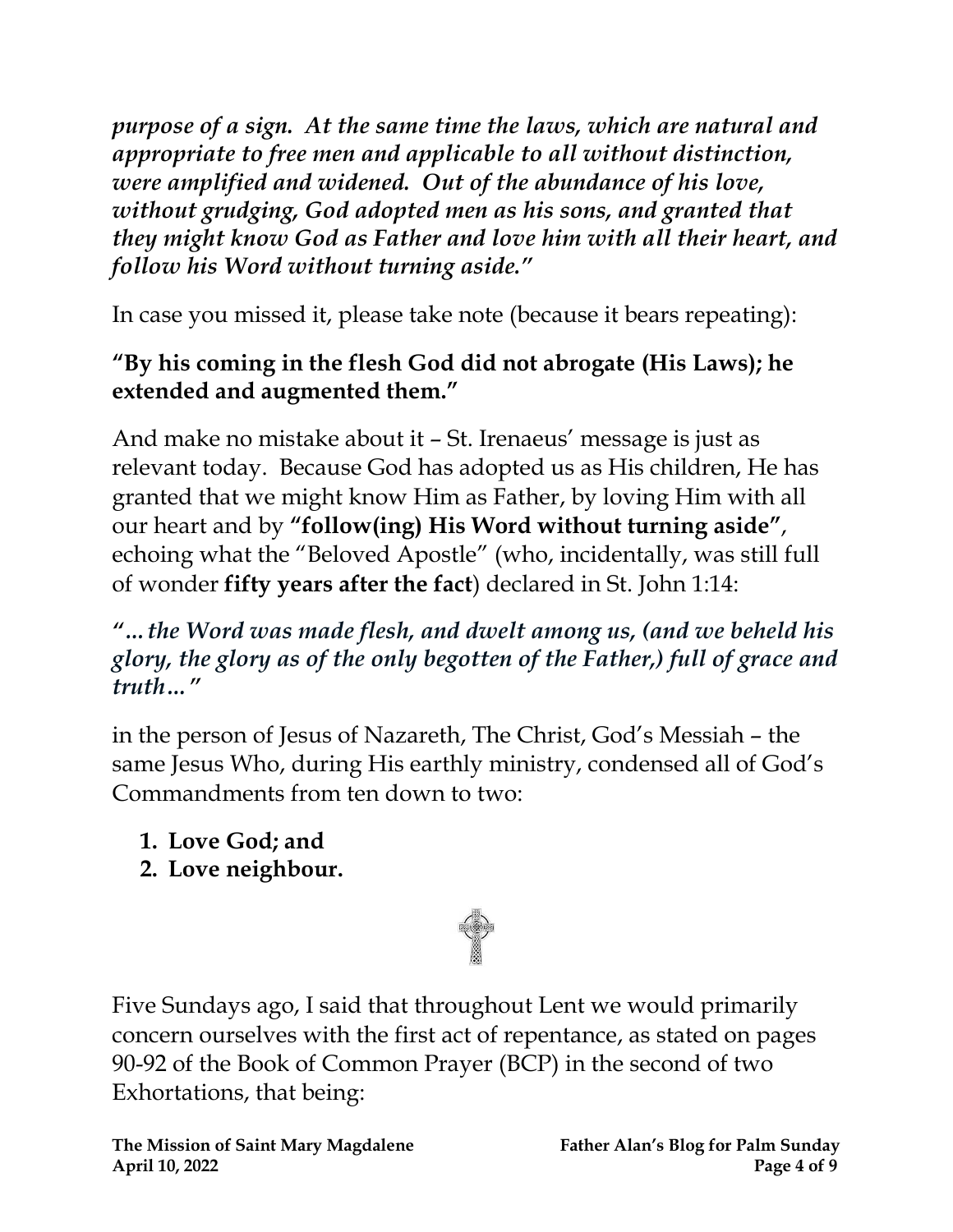*purpose of a sign. At the same time the laws, which are natural and appropriate to free men and applicable to all without distinction, were amplified and widened. Out of the abundance of his love, without grudging, God adopted men as his sons, and granted that they might know God as Father and love him with all their heart, and follow his Word without turning aside."*

In case you missed it, please take note (because it bears repeating):

**"By his coming in the flesh God did not abrogate (His Laws); he extended and augmented them."**

And make no mistake about it – St. Irenaeus' message is just as relevant today. Because God has adopted us as His children, He has granted that we might know Him as Father, by loving Him with all our heart and by **"follow(ing) His Word without turning aside"**, echoing what the "Beloved Apostle" (who, incidentally, was still full of wonder **fifty years after the fact**) declared in St. John 1:14:

***"…the Word was made flesh, and dwelt among us, (and we beheld his glory, the glory as of the only begotten of the Father,) full of grace and truth…"***

in the person of Jesus of Nazareth, The Christ, God's Messiah – the same Jesus Who, during His earthly ministry, condensed all of God's Commandments from ten down to two:

1. **Love God; and**
2. **Love neighbour.**

Five Sundays ago, I said that throughout Lent we would primarily concern ourselves with the first act of repentance, as stated on pages 90-92 of the Book of Common Prayer (BCP) in the second of two Exhortations, that being: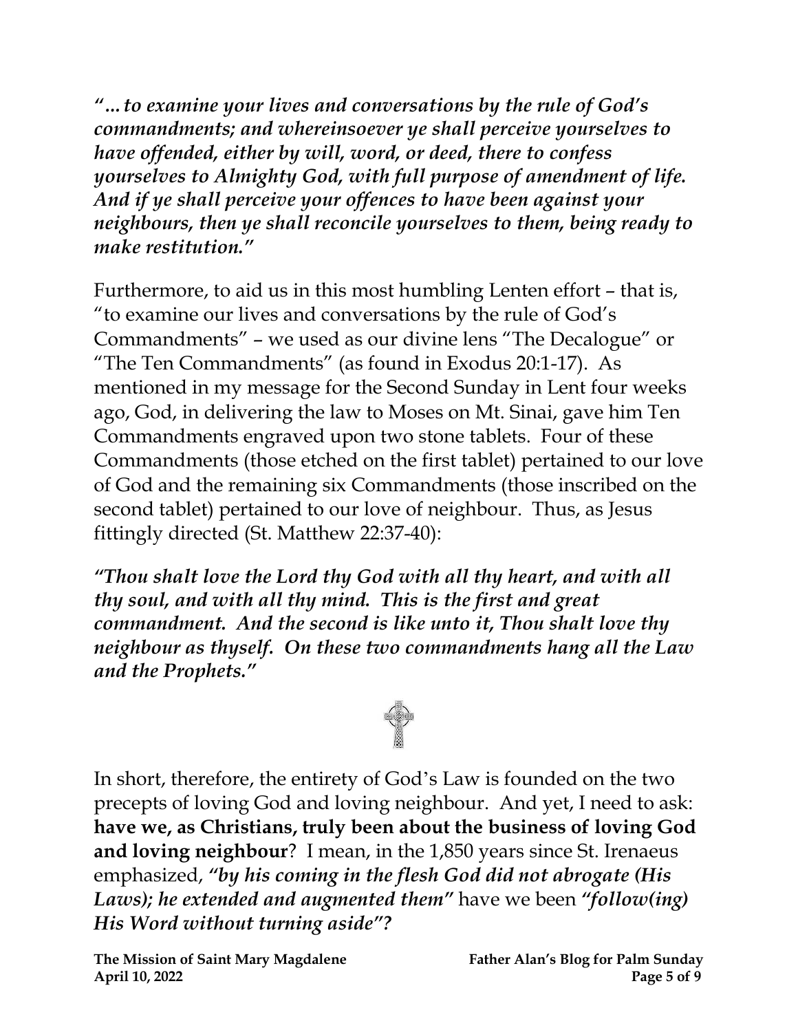*"...to examine your lives and conversations by the rule of God's commandments; and whereinsoever ye shall perceive yourselves to have offended, either by will, word, or deed, there to confess yourselves to Almighty God, with full purpose of amendment of life. And if ye shall perceive your offences to have been against your neighbours, then ye shall reconcile yourselves to them, being ready to make restitution."*

Furthermore, to aid us in this most humbling Lenten effort – that is, "to examine our lives and conversations by the rule of God's Commandments" – we used as our divine lens "The Decalogue" or "The Ten Commandments" (as found in Exodus 20:1-17). As mentioned in my message for the Second Sunday in Lent four weeks ago, God, in delivering the law to Moses on Mt. Sinai, gave him Ten Commandments engraved upon two stone tablets. Four of these Commandments (those etched on the first tablet) pertained to our love of God and the remaining six Commandments (those inscribed on the second tablet) pertained to our love of neighbour. Thus, as Jesus fittingly directed (St. Matthew 22:37-40):

***"Thou shalt love the Lord thy God with all thy heart, and with all thy soul, and with all thy mind. This is the first and great commandment. And the second is like unto it, Thou shalt love thy neighbour as thyself. On these two commandments hang all the Law and the Prophets."***

In short, therefore, the entirety of God's Law is founded on the two precepts of loving God and loving neighbour. And yet, I need to ask: **have we, as Christians, truly been about the business of loving God and loving neighbour**? I mean, in the 1,850 years since St. Irenaeus emphasized, ***"by his coming in the flesh God did not abrogate (His Laws); he extended and augmented them"*** have we been ***"follow(ing) His Word without turning aside"?***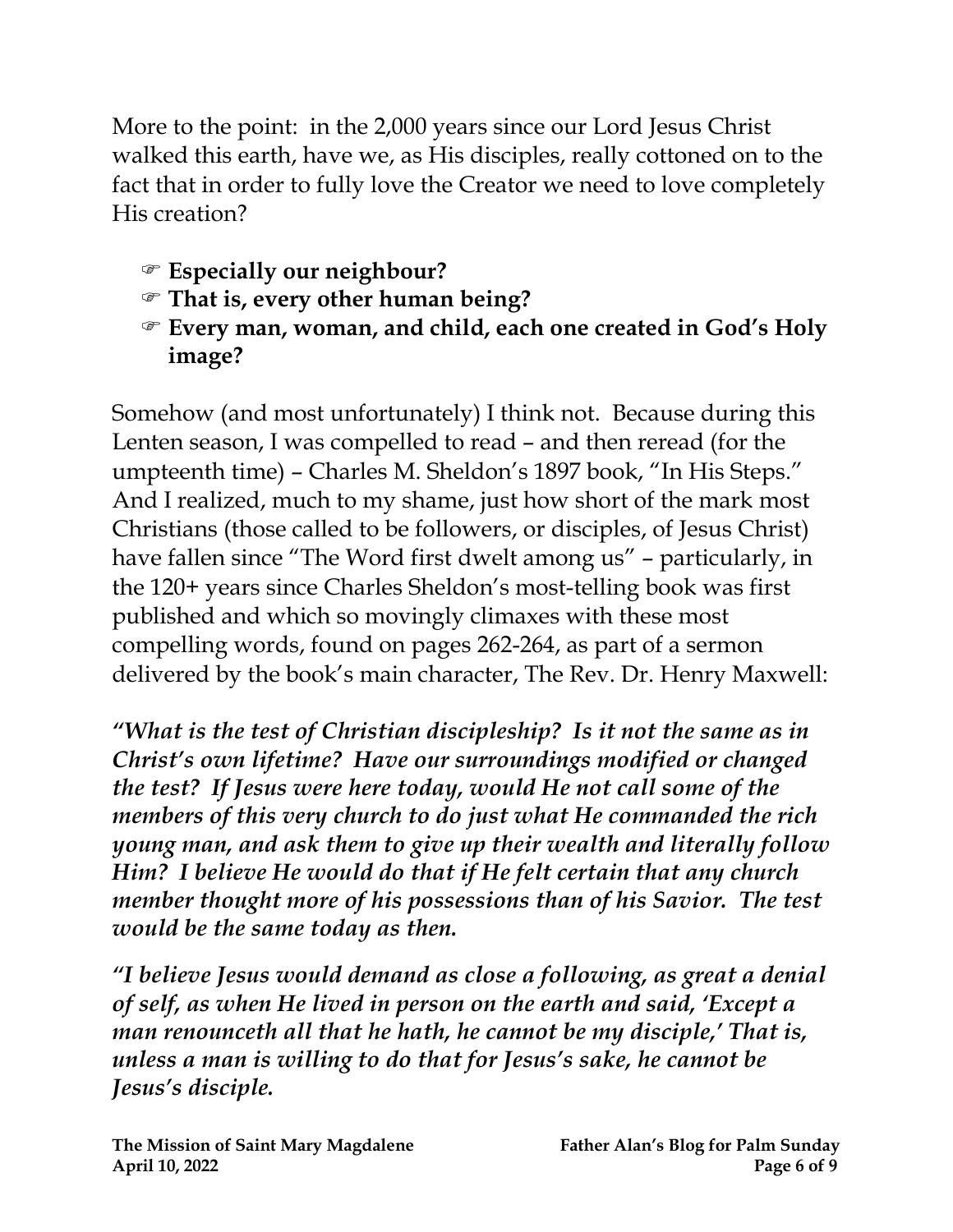More to the point: in the 2,000 years since our Lord Jesus Christ walked this earth, have we, as His disciples, really cottoned on to the fact that in order to fully love the Creator we need to love completely His creation?

- ☞ **Especially our neighbour?**
- ☞ **That is, every other human being?**
- ☞ **Every man, woman, and child, each one created in God's Holy image?**

Somehow (and most unfortunately) I think not. Because during this Lenten season, I was compelled to read – and then reread (for the umpteenth time) – Charles M. Sheldon's 1897 book, "In His Steps." And I realized, much to my shame, just how short of the mark most Christians (those called to be followers, or disciples, of Jesus Christ) have fallen since "The Word first dwelt among us" – particularly, in the 120+ years since Charles Sheldon's most-telling book was first published and which so movingly climaxes with these most compelling words, found on pages 262-264, as part of a sermon delivered by the book's main character, The Rev. Dr. Henry Maxwell:

***"What is the test of Christian discipleship? Is it not the same as in Christ's own lifetime? Have our surroundings modified or changed the test? If Jesus were here today, would He not call some of the members of this very church to do just what He commanded the rich young man, and ask them to give up their wealth and literally follow Him? I believe He would do that if He felt certain that any church member thought more of his possessions than of his Savior. The test would be the same today as then.***

***"I believe Jesus would demand as close a following, as great a denial of self, as when He lived in person on the earth and said, 'Except a man renounceth all that he hath, he cannot be my disciple,' That is, unless a man is willing to do that for Jesus's sake, he cannot be Jesus's disciple.***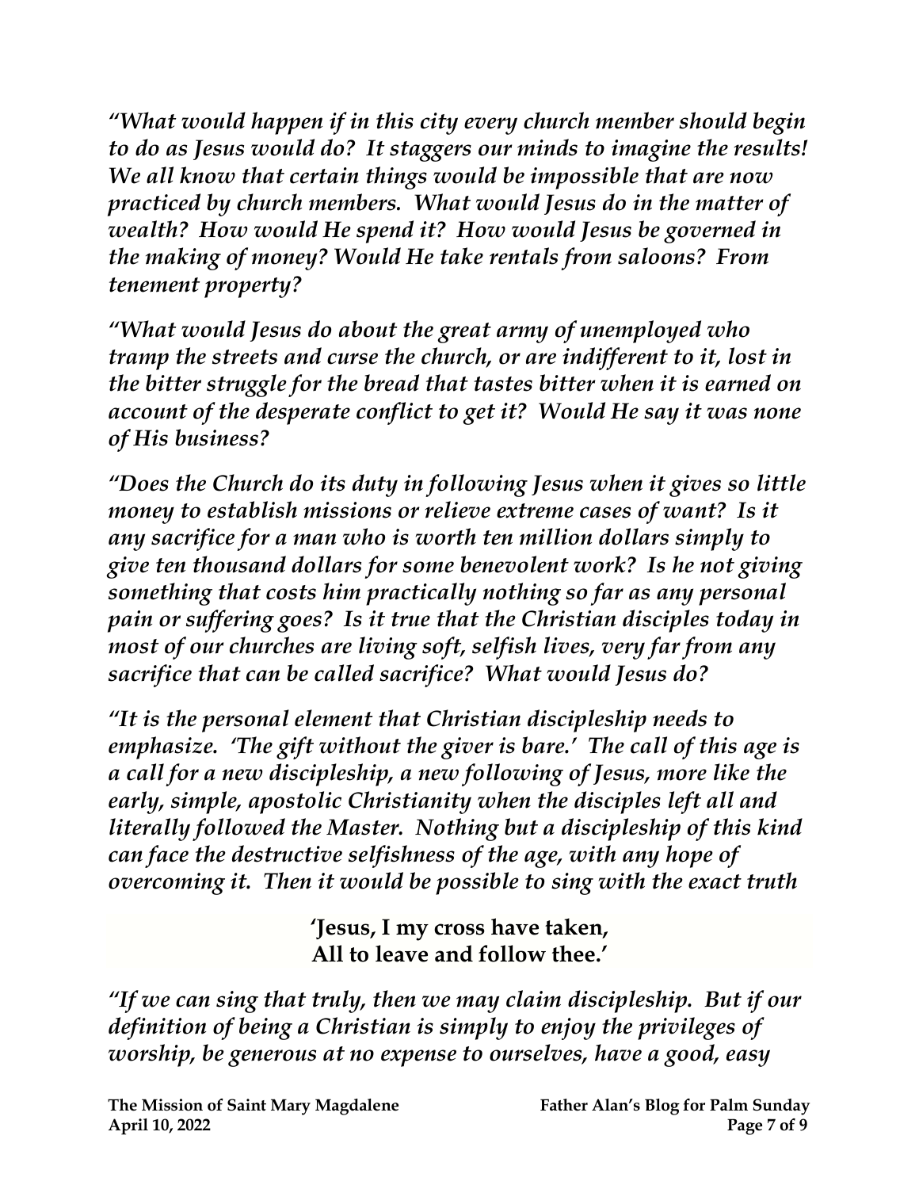*"What would happen if in this city every church member should begin to do as Jesus would do? It staggers our minds to imagine the results! We all know that certain things would be impossible that are now practiced by church members. What would Jesus do in the matter of wealth? How would He spend it? How would Jesus be governed in the making of money? Would He take rentals from saloons? From tenement property?*

*"What would Jesus do about the great army of unemployed who tramp the streets and curse the church, or are indifferent to it, lost in the bitter struggle for the bread that tastes bitter when it is earned on account of the desperate conflict to get it? Would He say it was none of His business?*

*"Does the Church do its duty in following Jesus when it gives so little money to establish missions or relieve extreme cases of want? Is it any sacrifice for a man who is worth ten million dollars simply to give ten thousand dollars for some benevolent work? Is he not giving something that costs him practically nothing so far as any personal pain or suffering goes? Is it true that the Christian disciples today in most of our churches are living soft, selfish lives, very far from any sacrifice that can be called sacrifice? What would Jesus do?*

*"It is the personal element that Christian discipleship needs to emphasize. 'The gift without the giver is bare.' The call of this age is a call for a new discipleship, a new following of Jesus, more like the early, simple, apostolic Christianity when the disciples left all and literally followed the Master. Nothing but a discipleship of this kind can face the destructive selfishness of the age, with any hope of overcoming it. Then it would be possible to sing with the exact truth*

**'Jesus, I my cross have taken,**
**All to leave and follow thee.'**

*"If we can sing that truly, then we may claim discipleship. But if our definition of being a Christian is simply to enjoy the privileges of worship, be generous at no expense to ourselves, have a good, easy*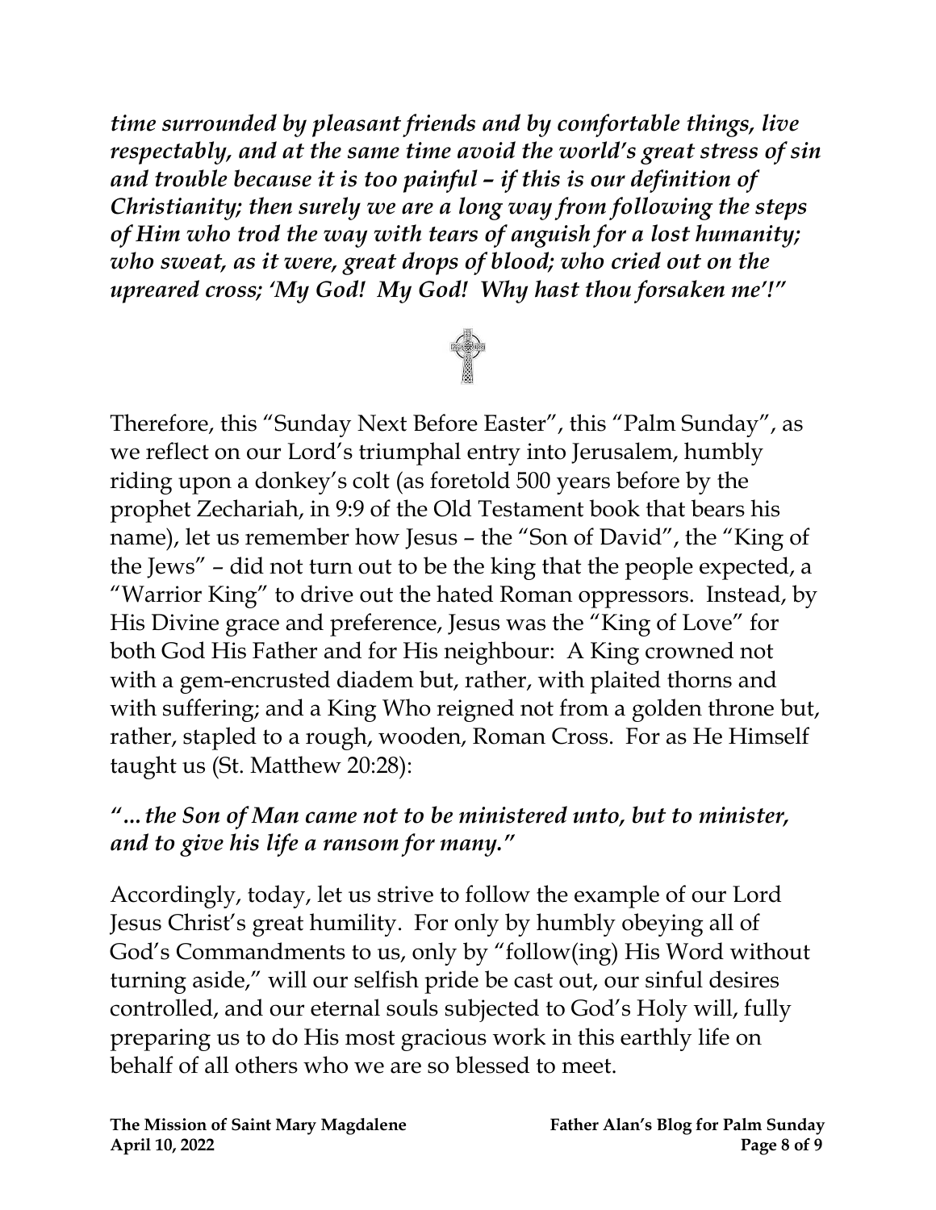*time surrounded by pleasant friends and by comfortable things, live respectably, and at the same time avoid the world's great stress of sin and trouble because it is too painful – if this is our definition of Christianity; then surely we are a long way from following the steps of Him who trod the way with tears of anguish for a lost humanity; who sweat, as it were, great drops of blood; who cried out on the upreared cross; 'My God! My God! Why hast thou forsaken me'!"*

Therefore, this "Sunday Next Before Easter", this "Palm Sunday", as we reflect on our Lord's triumphal entry into Jerusalem, humbly riding upon a donkey's colt (as foretold 500 years before by the prophet Zechariah, in 9:9 of the Old Testament book that bears his name), let us remember how Jesus – the "Son of David", the "King of the Jews" – did not turn out to be the king that the people expected, a "Warrior King" to drive out the hated Roman oppressors. Instead, by His Divine grace and preference, Jesus was the "King of Love" for both God His Father and for His neighbour: A King crowned not with a gem-encrusted diadem but, rather, with plaited thorns and with suffering; and a King Who reigned not from a golden throne but, rather, stapled to a rough, wooden, Roman Cross. For as He Himself taught us (St. Matthew 20:28):

***"... the Son of Man came not to be ministered unto, but to minister, and to give his life a ransom for many."***

Accordingly, today, let us strive to follow the example of our Lord Jesus Christ's great humility. For only by humbly obeying all of God's Commandments to us, only by "follow(ing) His Word without turning aside," will our selfish pride be cast out, our sinful desires controlled, and our eternal souls subjected to God's Holy will, fully preparing us to do His most gracious work in this earthly life on behalf of all others who we are so blessed to meet.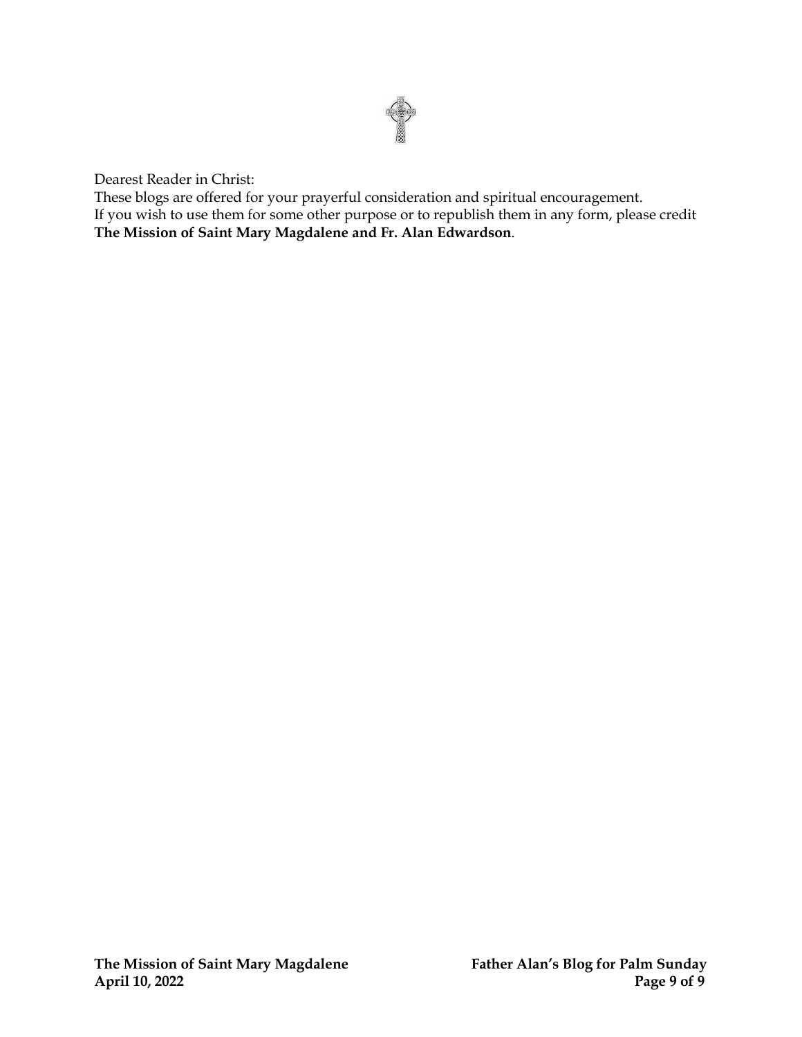Dearest Reader in Christ:
These blogs are offered for your prayerful consideration and spiritual encouragement.
If you wish to use them for some other purpose or to republish them in any form, please credit **The Mission of Saint Mary Magdalene and Fr. Alan Edwardson**.